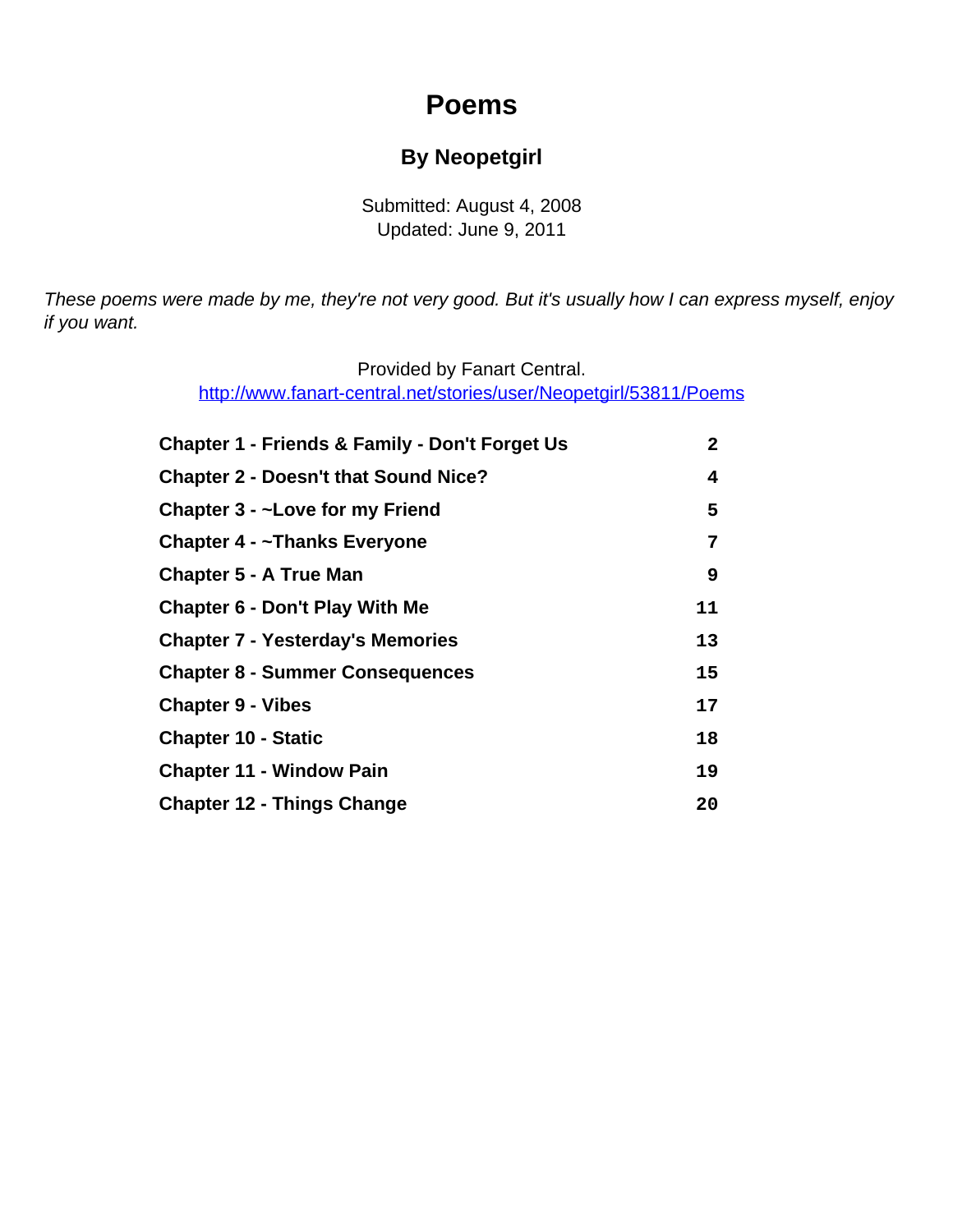# Poems

## By Neopetgirl

Submitted: August 4, 2008
Updated: June 9, 2011

*These poems were made by me, they're not very good. But it's usually how I can express myself, enjoy if you want.*

Provided by Fanart Central.
http://www.fanart-central.net/stories/user/Neopetgirl/53811/Poems

| | |
|---|---|
| **Chapter 1 - Friends & Family - Don't Forget Us** | **2** |
| **Chapter 2 - Doesn't that Sound Nice?** | **4** |
| **Chapter 3 - ~Love for my Friend** | **5** |
| **Chapter 4 - ~Thanks Everyone** | **7** |
| **Chapter 5 - A True Man** | **9** |
| **Chapter 6 - Don't Play With Me** | **11** |
| **Chapter 7 - Yesterday's Memories** | **13** |
| **Chapter 8 - Summer Consequences** | **15** |
| **Chapter 9 - Vibes** | **17** |
| **Chapter 10 - Static** | **18** |
| **Chapter 11 - Window Pain** | **19** |
| **Chapter 12 - Things Change** | **20** |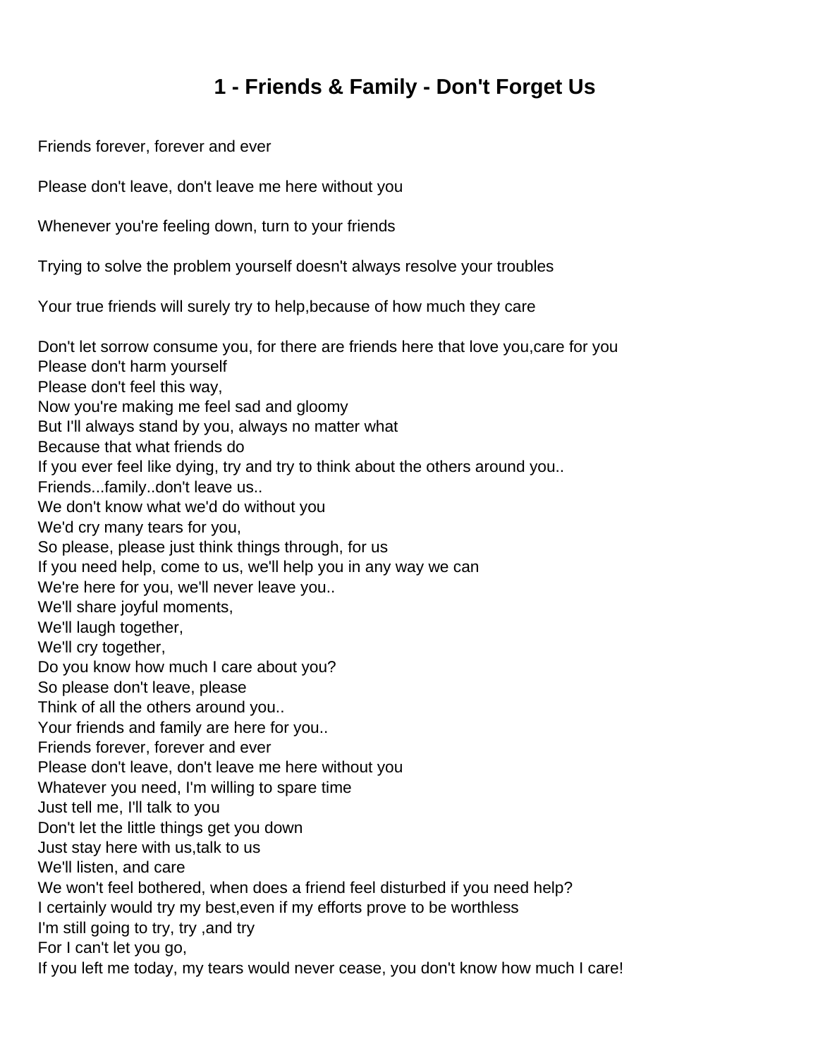# 1 - Friends & Family - Don't Forget Us

Friends forever, forever and ever

Please don't leave, don't leave me here without you

Whenever you're feeling down, turn to your friends

Trying to solve the problem yourself doesn't always resolve your troubles

Your true friends will surely try to help,because of how much they care

Don't let sorrow consume you, for there are friends here that love you,care for you
Please don't harm yourself
Please don't feel this way,
Now you're making me feel sad and gloomy
But I'll always stand by you, always no matter what
Because that what friends do
If you ever feel like dying, try and try to think about the others around you..
Friends...family..don't leave us..
We don't know what we'd do without you
We'd cry many tears for you,
So please, please just think things through, for us
If you need help, come to us, we'll help you in any way we can
We're here for you, we'll never leave you..
We'll share joyful moments,
We'll laugh together,
We'll cry together,
Do you know how much I care about you?
So please don't leave, please
Think of all the others around you..
Your friends and family are here for you..
Friends forever, forever and ever
Please don't leave, don't leave me here without you
Whatever you need, I'm willing to spare time
Just tell me, I'll talk to you
Don't let the little things get you down
Just stay here with us,talk to us
We'll listen, and care
We won't feel bothered, when does a friend feel disturbed if you need help?
I certainly would try my best,even if my efforts prove to be worthless
I'm still going to try, try ,and try
For I can't let you go,
If you left me today, my tears would never cease, you don't know how much I care!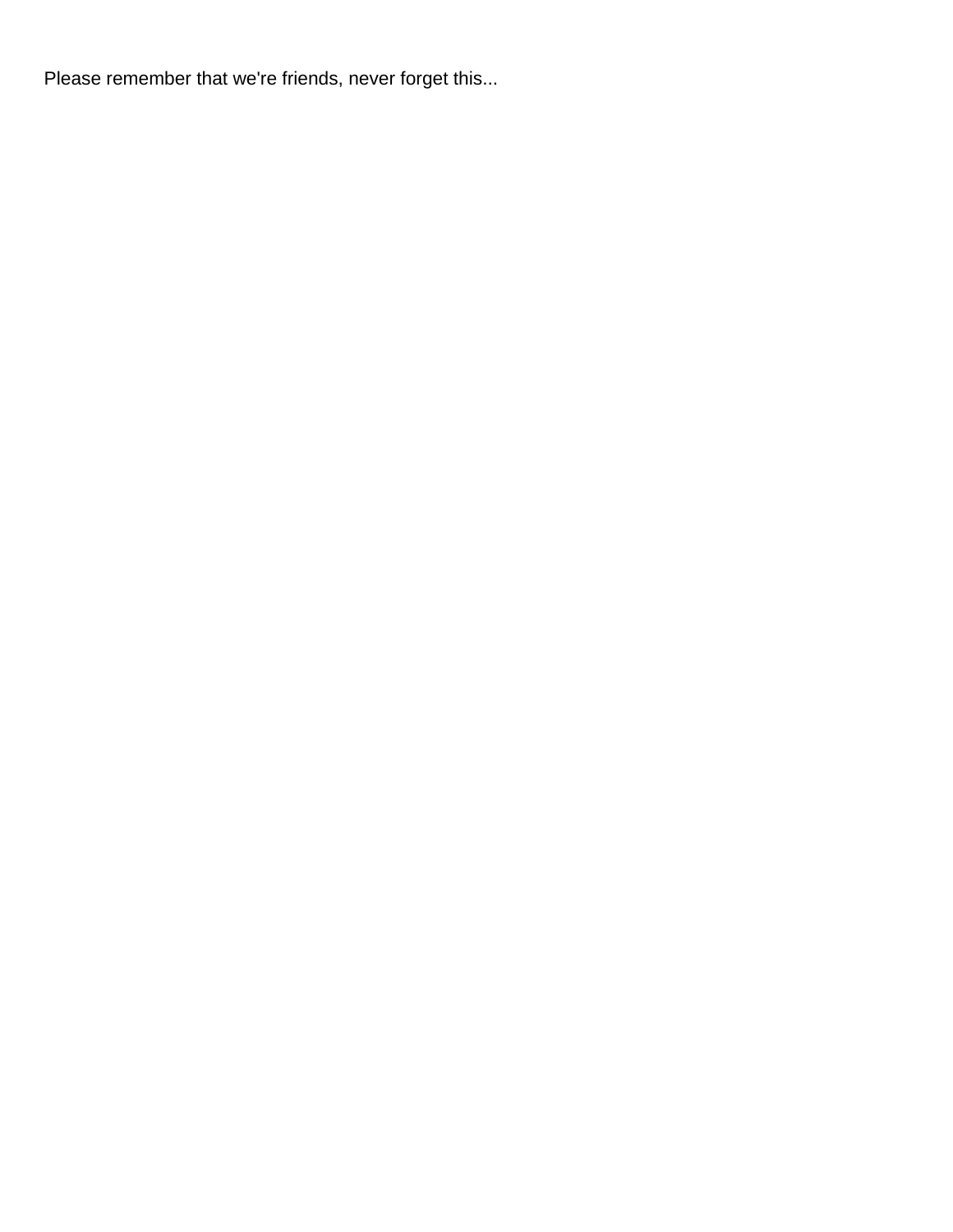Please remember that we're friends, never forget this...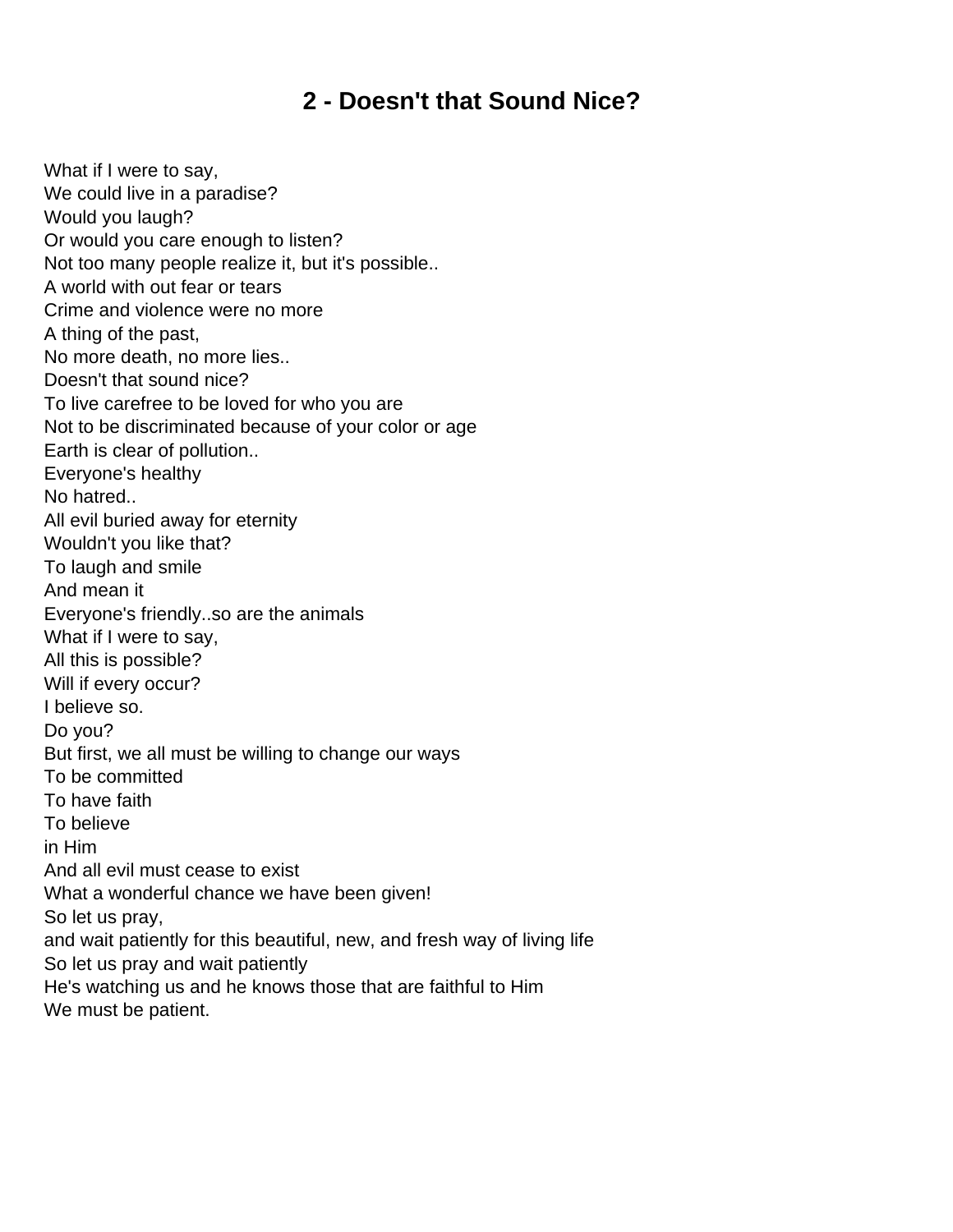## 2 - Doesn't that Sound Nice?

What if I were to say,  
We could live in a paradise?  
Would you laugh?  
Or would you care enough to listen?  
Not too many people realize it, but it's possible..  
A world with out fear or tears  
Crime and violence were no more  
A thing of the past,  
No more death, no more lies..  
Doesn't that sound nice?  
To live carefree to be loved for who you are  
Not to be discriminated because of your color or age  
Earth is clear of pollution..  
Everyone's healthy  
No hatred..  
All evil buried away for eternity  
Wouldn't you like that?  
To laugh and smile  
And mean it  
Everyone's friendly..so are the animals  
What if I were to say,  
All this is possible?  
Will if every occur?  
I believe so.  
Do you?  
But first, we all must be willing to change our ways  
To be committed  
To have faith  
To believe  
in Him  
And all evil must cease to exist  
What a wonderful chance we have been given!  
So let us pray,  
and wait patiently for this beautiful, new, and fresh way of living life  
So let us pray and wait patiently  
He's watching us and he knows those that are faithful to Him  
We must be patient.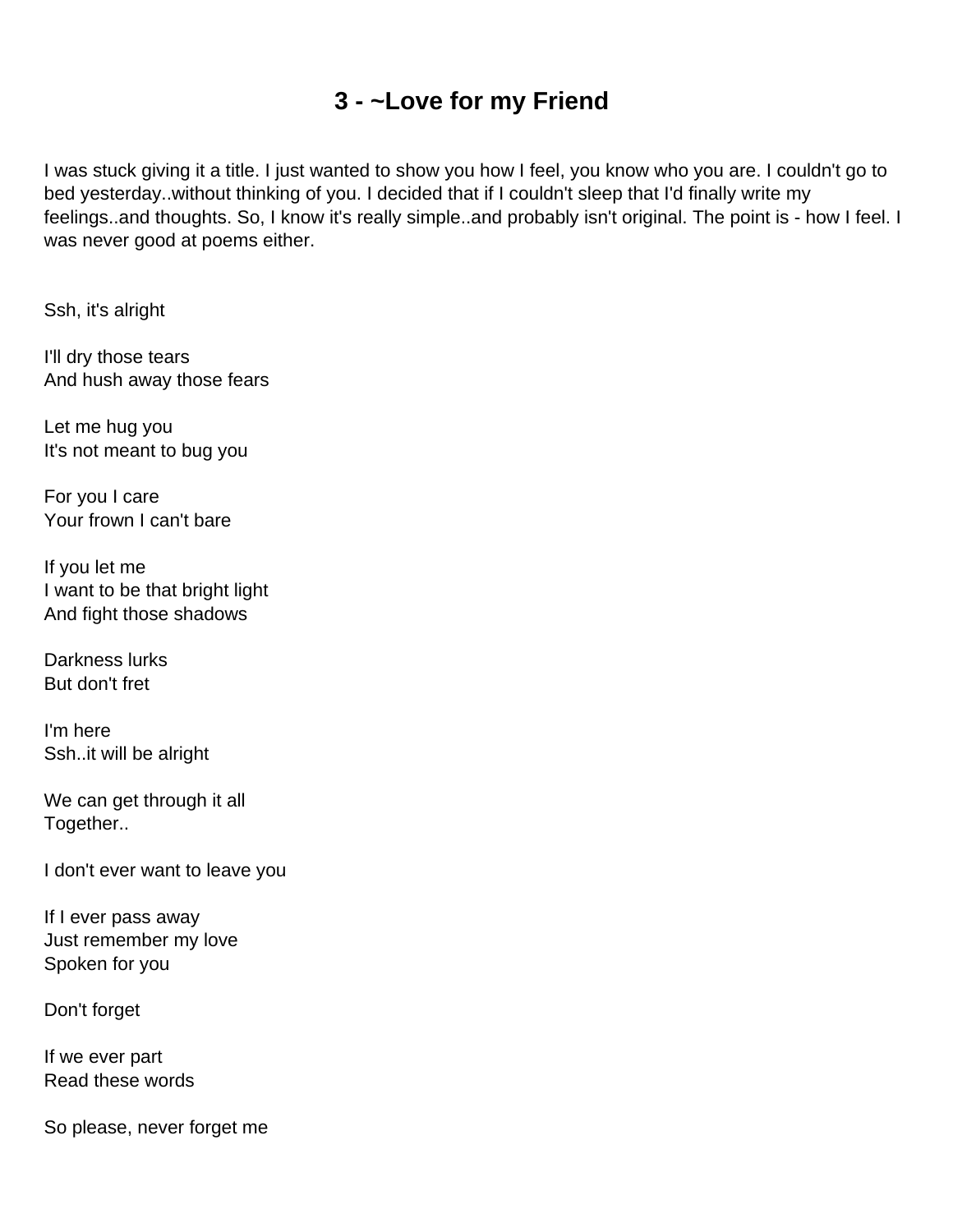# 3 - ~Love for my Friend

I was stuck giving it a title. I just wanted to show you how I feel, you know who you are. I couldn't go to bed yesterday..without thinking of you. I decided that if I couldn't sleep that I'd finally write my feelings..and thoughts. So, I know it's really simple..and probably isn't original. The point is - how I feel. I was never good at poems either.

Ssh, it's alright

I'll dry those tears
And hush away those fears

Let me hug you
It's not meant to bug you

For you I care
Your frown I can't bare

If you let me
I want to be that bright light
And fight those shadows

Darkness lurks
But don't fret

I'm here
Ssh..it will be alright

We can get through it all
Together..

I don't ever want to leave you

If I ever pass away
Just remember my love
Spoken for you

Don't forget

If we ever part
Read these words

So please, never forget me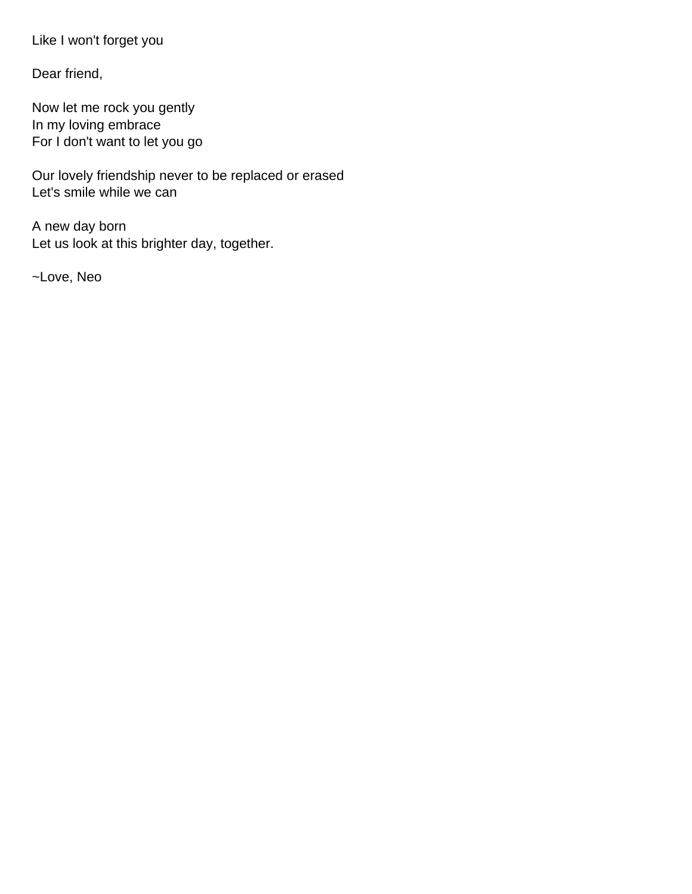Like I won't forget you

Dear friend,

Now let me rock you gently
In my loving embrace
For I don't want to let you go

Our lovely friendship never to be replaced or erased
Let's smile while we can

A new day born
Let us look at this brighter day, together.

~Love, Neo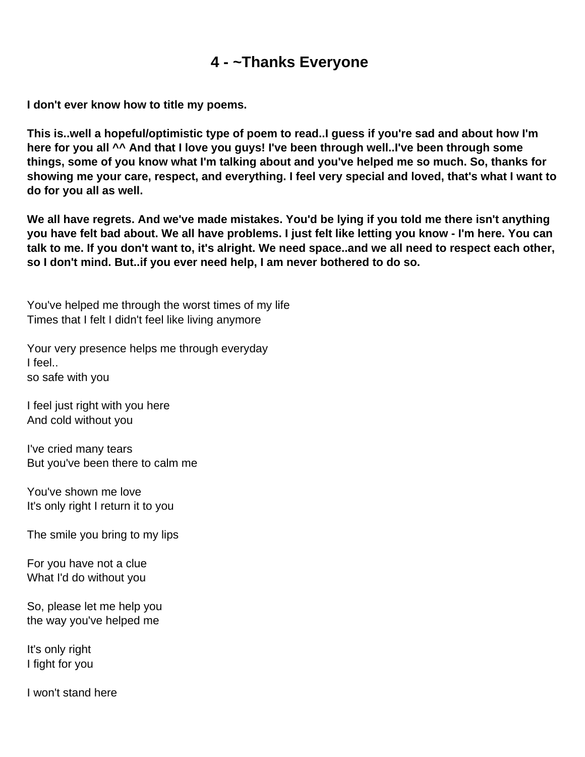# 4 - ~Thanks Everyone

**I don't ever know how to title my poems.**

**This is..well a hopeful/optimistic type of poem to read..I guess if you're sad and about how I'm here for you all ^^ And that I love you guys! I've been through well..I've been through some things, some of you know what I'm talking about and you've helped me so much. So, thanks for showing me your care, respect, and everything. I feel very special and loved, that's what I want to do for you all as well.**

**We all have regrets. And we've made mistakes. You'd be lying if you told me there isn't anything you have felt bad about. We all have problems. I just felt like letting you know - I'm here. You can talk to me. If you don't want to, it's alright. We need space..and we all need to respect each other, so I don't mind. But..if you ever need help, I am never bothered to do so.**

You've helped me through the worst times of my life
Times that I felt I didn't feel like living anymore

Your very presence helps me through everyday
I feel..
so safe with you

I feel just right with you here
And cold without you

I've cried many tears
But you've been there to calm me

You've shown me love
It's only right I return it to you

The smile you bring to my lips

For you have not a clue
What I'd do without you

So, please let me help you
the way you've helped me

It's only right
I fight for you

I won't stand here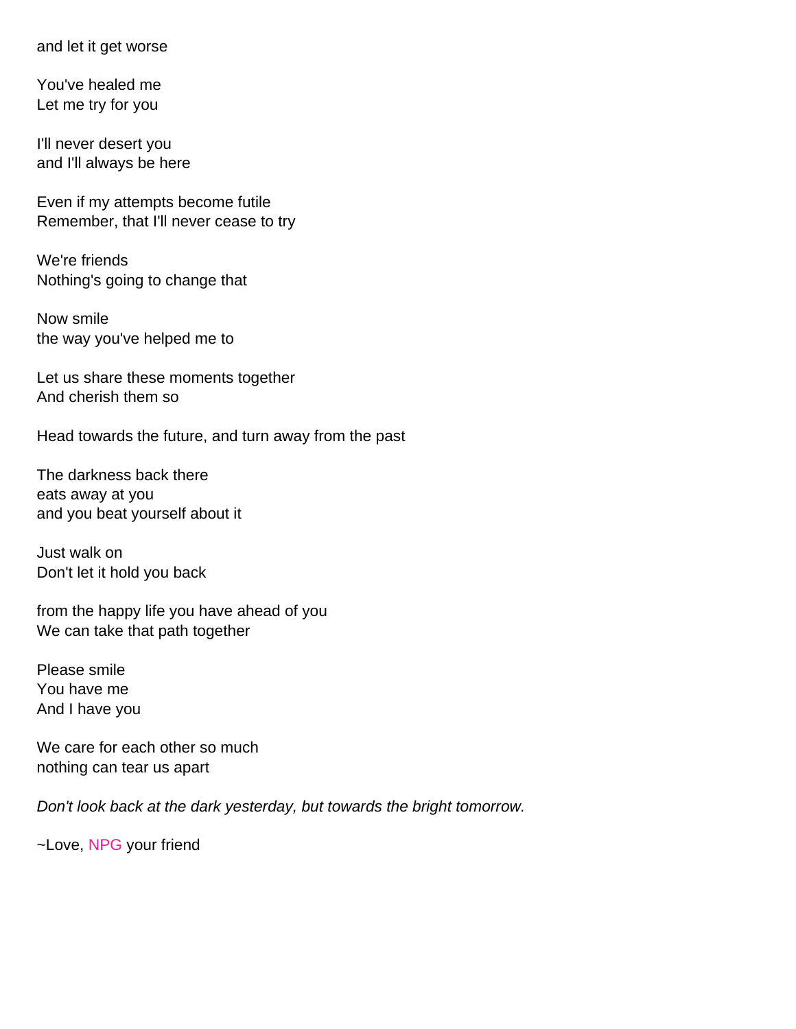and let it get worse

You've healed me
Let me try for you

I'll never desert you
and I'll always be here

Even if my attempts become futile
Remember, that I'll never cease to try

We're friends
Nothing's going to change that

Now smile
the way you've helped me to

Let us share these moments together
And cherish them so

Head towards the future, and turn away from the past

The darkness back there
eats away at you
and you beat yourself about it

Just walk on
Don't let it hold you back

from the happy life you have ahead of you
We can take that path together

Please smile
You have me
And I have you

We care for each other so much
nothing can tear us apart

*Don't look back at the dark yesterday, but towards the bright tomorrow.*

~Love, NPG your friend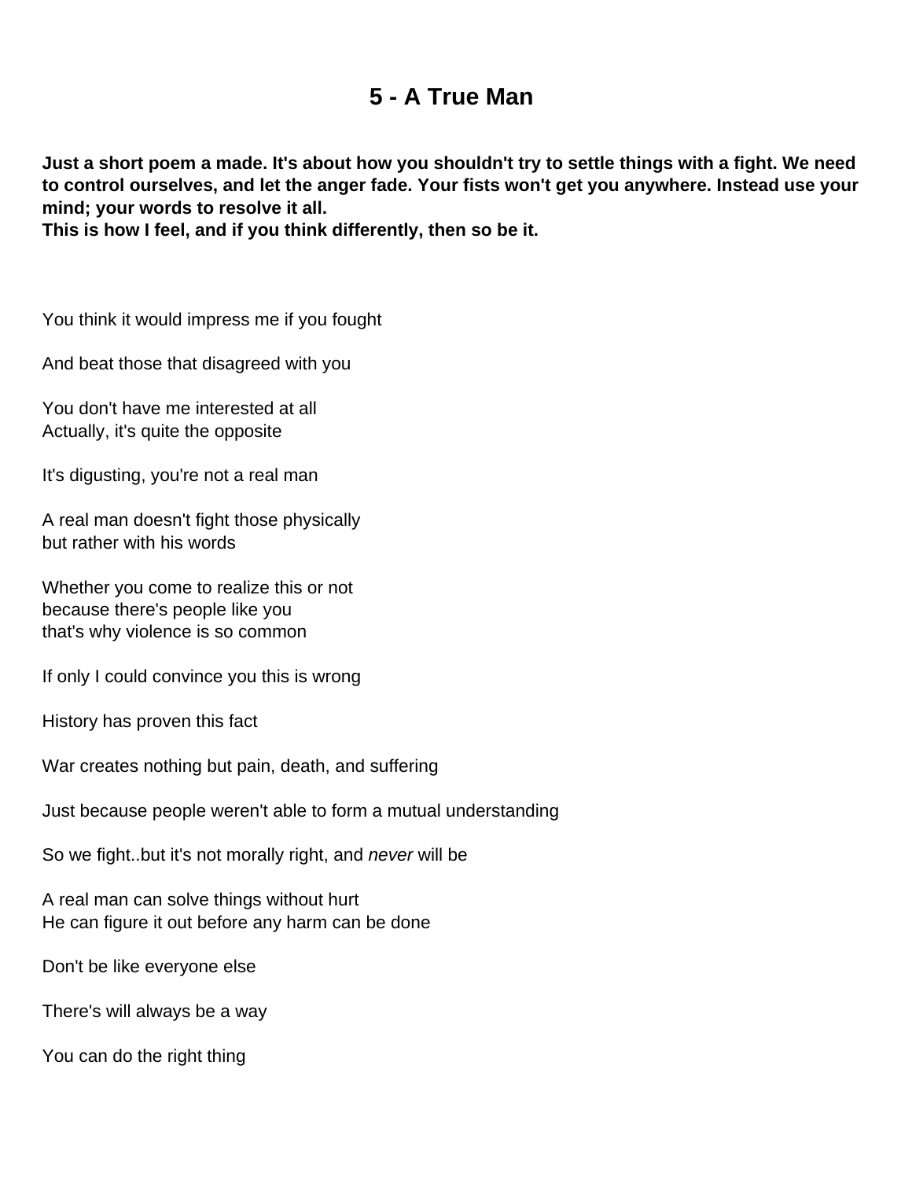# 5 - A True Man

**Just a short poem a made. It's about how you shouldn't try to settle things with a fight. We need to control ourselves, and let the anger fade. Your fists won't get you anywhere. Instead use your mind; your words to resolve it all.**
**This is how I feel, and if you think differently, then so be it.**

You think it would impress me if you fought

And beat those that disagreed with you

You don't have me interested at all
Actually, it's quite the opposite

It's digusting, you're not a real man

A real man doesn't fight those physically
but rather with his words

Whether you come to realize this or not
because there's people like you
that's why violence is so common

If only I could convince you this is wrong

History has proven this fact

War creates nothing but pain, death, and suffering

Just because people weren't able to form a mutual understanding

So we fight..but it's not morally right, and *never* will be

A real man can solve things without hurt
He can figure it out before any harm can be done

Don't be like everyone else

There's will always be a way

You can do the right thing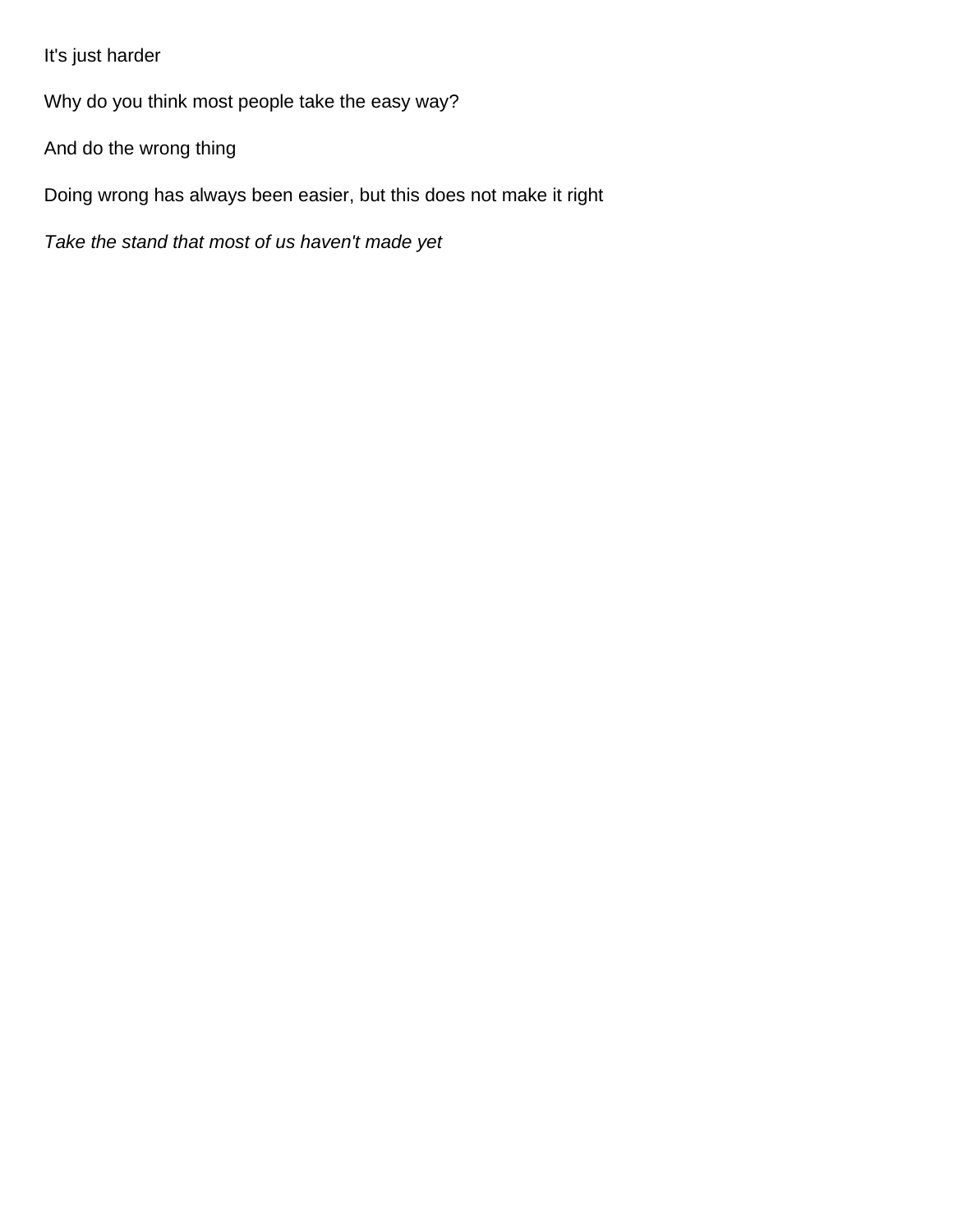It's just harder

Why do you think most people take the easy way?

And do the wrong thing

Doing wrong has always been easier, but this does not make it right

*Take the stand that most of us haven't made yet*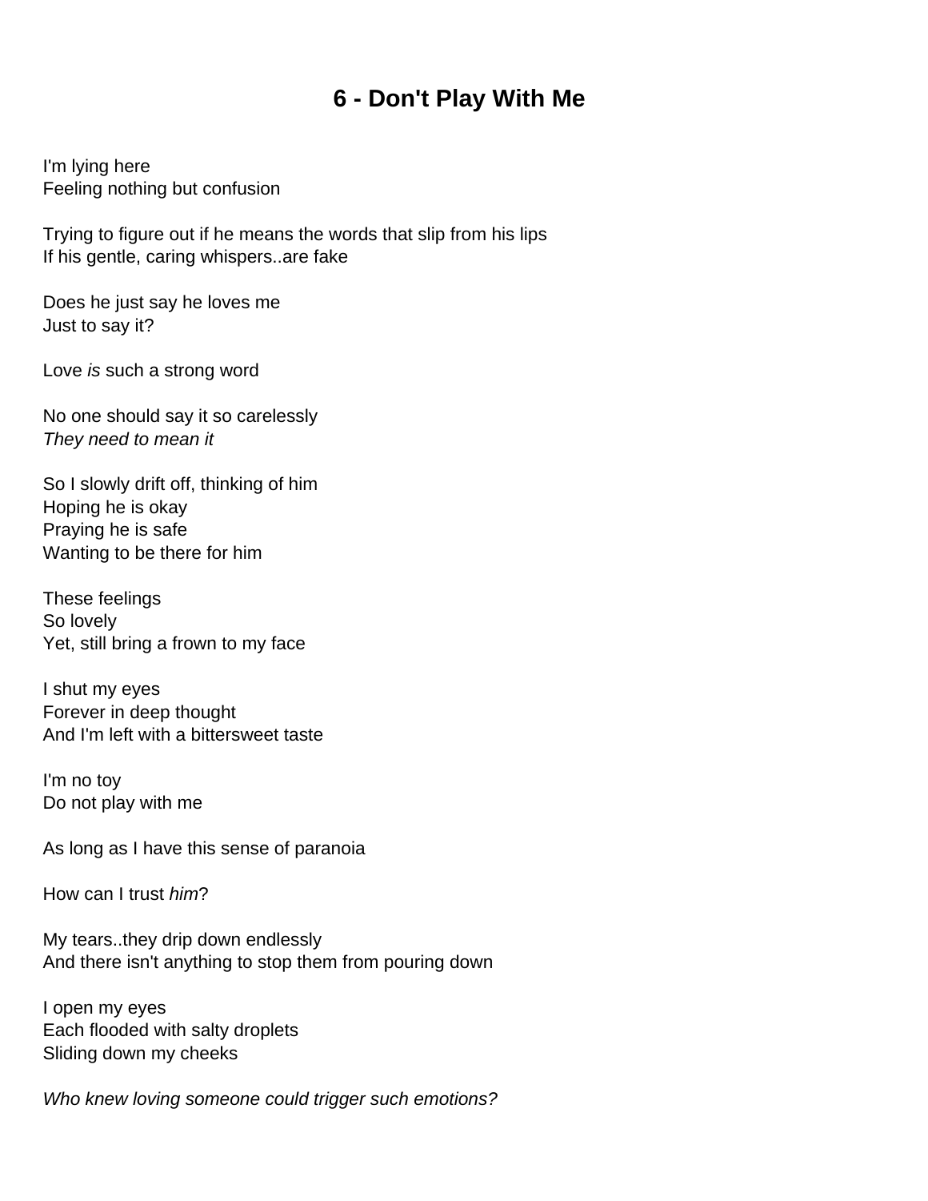# 6 - Don't Play With Me

I'm lying here  
Feeling nothing but confusion

Trying to figure out if he means the words that slip from his lips  
If his gentle, caring whispers..are fake

Does he just say he loves me  
Just to say it?

Love *is* such a strong word

No one should say it so carelessly  
*They need to mean it*

So I slowly drift off, thinking of him  
Hoping he is okay  
Praying he is safe  
Wanting to be there for him

These feelings  
So lovely  
Yet, still bring a frown to my face

I shut my eyes  
Forever in deep thought  
And I'm left with a bittersweet taste

I'm no toy  
Do not play with me

As long as I have this sense of paranoia

How can I trust *him*?

My tears..they drip down endlessly  
And there isn't anything to stop them from pouring down

I open my eyes  
Each flooded with salty droplets  
Sliding down my cheeks

*Who knew loving someone could trigger such emotions?*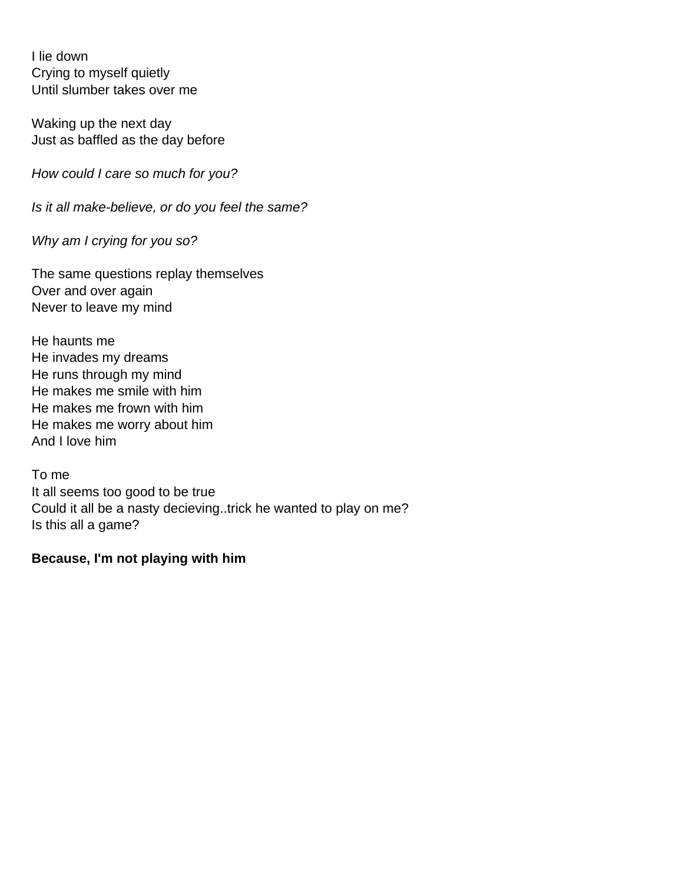I lie down
Crying to myself quietly
Until slumber takes over me

Waking up the next day
Just as baffled as the day before

*How could I care so much for you?*

*Is it all make-believe, or do you feel the same?*

*Why am I crying for you so?*

The same questions replay themselves
Over and over again
Never to leave my mind

He haunts me
He invades my dreams
He runs through my mind
He makes me smile with him
He makes me frown with him
He makes me worry about him
And I love him

To me
It all seems too good to be true
Could it all be a nasty decieving..trick he wanted to play on me?
Is this all a game?

**Because, I'm not playing with him**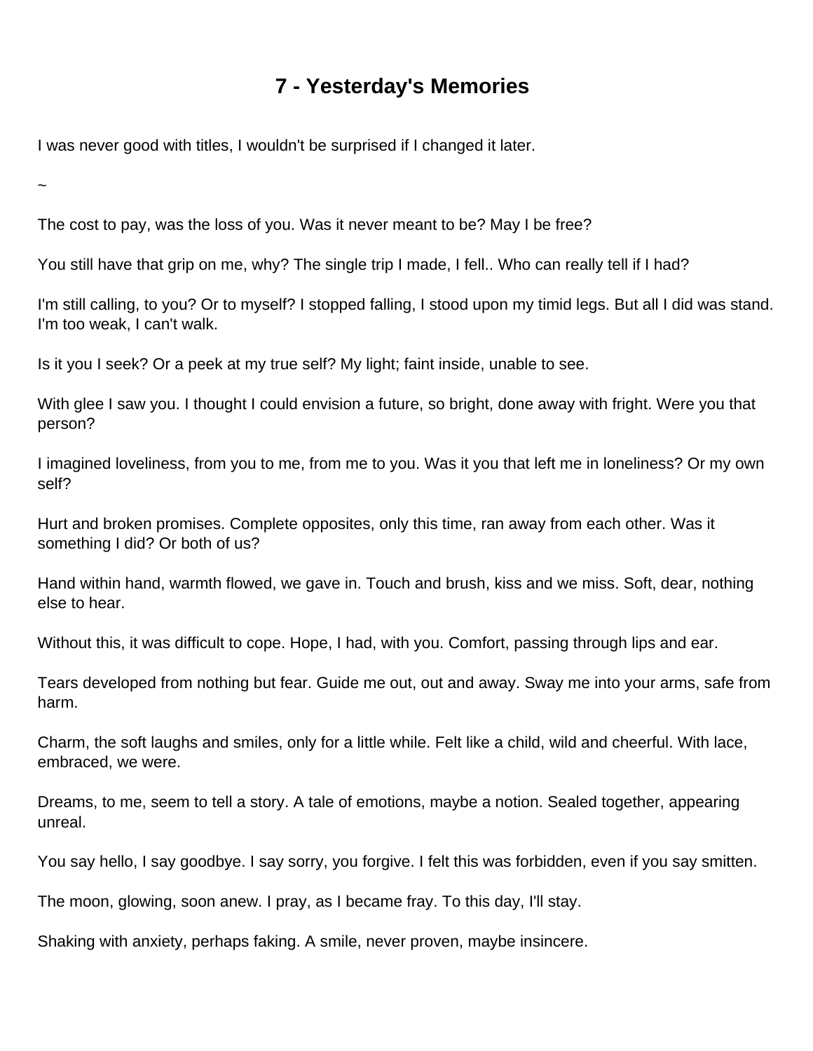# 7 - Yesterday's Memories

I was never good with titles, I wouldn't be surprised if I changed it later.

~

The cost to pay, was the loss of you. Was it never meant to be? May I be free?

You still have that grip on me, why? The single trip I made, I fell.. Who can really tell if I had?

I'm still calling, to you? Or to myself? I stopped falling, I stood upon my timid legs. But all I did was stand. I'm too weak, I can't walk.

Is it you I seek? Or a peek at my true self? My light; faint inside, unable to see.

With glee I saw you. I thought I could envision a future, so bright, done away with fright. Were you that person?

I imagined loveliness, from you to me, from me to you. Was it you that left me in loneliness? Or my own self?

Hurt and broken promises. Complete opposites, only this time, ran away from each other. Was it something I did? Or both of us?

Hand within hand, warmth flowed, we gave in. Touch and brush, kiss and we miss. Soft, dear, nothing else to hear.

Without this, it was difficult to cope. Hope, I had, with you. Comfort, passing through lips and ear.

Tears developed from nothing but fear. Guide me out, out and away. Sway me into your arms, safe from harm.

Charm, the soft laughs and smiles, only for a little while. Felt like a child, wild and cheerful. With lace, embraced, we were.

Dreams, to me, seem to tell a story. A tale of emotions, maybe a notion. Sealed together, appearing unreal.

You say hello, I say goodbye. I say sorry, you forgive. I felt this was forbidden, even if you say smitten.

The moon, glowing, soon anew. I pray, as I became fray. To this day, I'll stay.

Shaking with anxiety, perhaps faking. A smile, never proven, maybe insincere.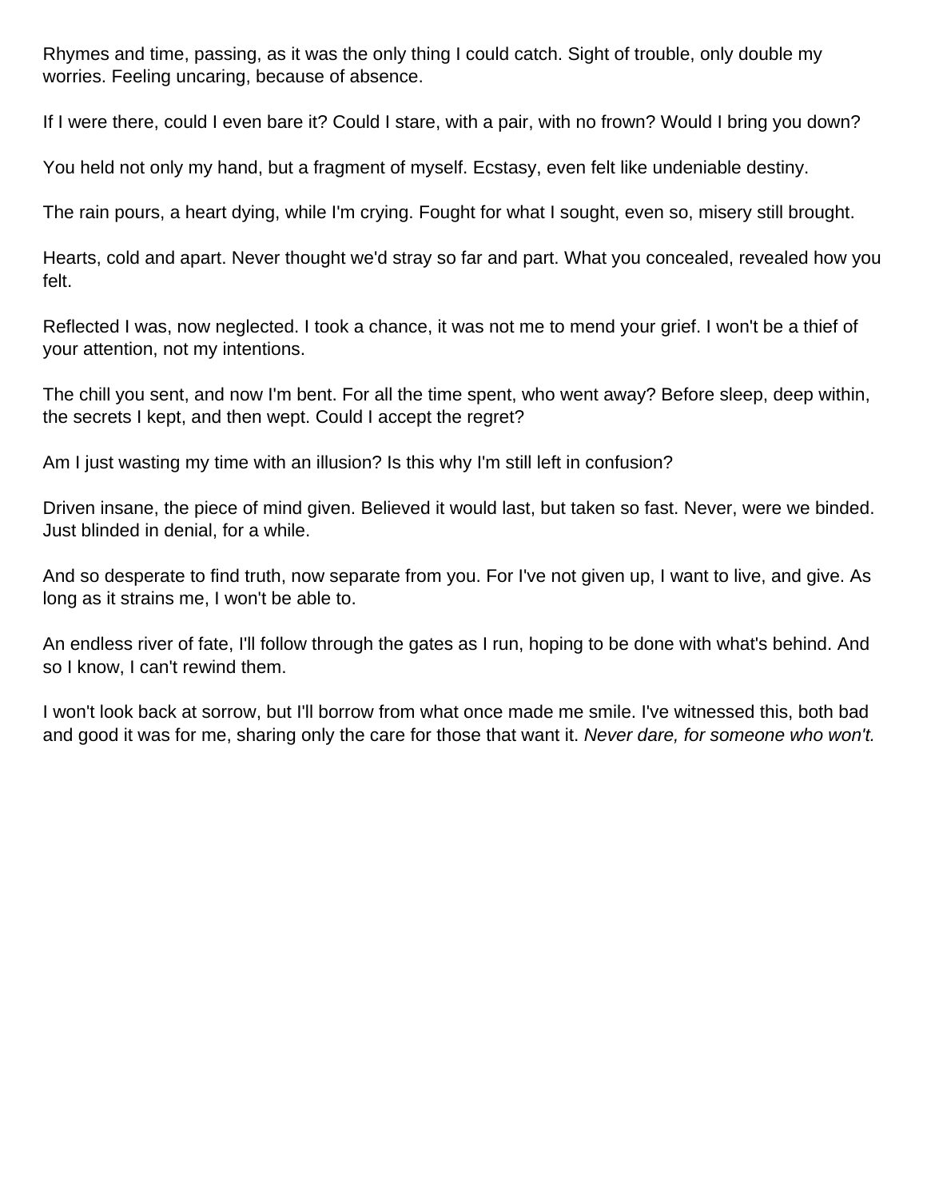Rhymes and time, passing, as it was the only thing I could catch. Sight of trouble, only double my worries. Feeling uncaring, because of absence.

If I were there, could I even bare it? Could I stare, with a pair, with no frown? Would I bring you down?

You held not only my hand, but a fragment of myself. Ecstasy, even felt like undeniable destiny.

The rain pours, a heart dying, while I'm crying. Fought for what I sought, even so, misery still brought.

Hearts, cold and apart. Never thought we'd stray so far and part. What you concealed, revealed how you felt.

Reflected I was, now neglected. I took a chance, it was not me to mend your grief. I won't be a thief of your attention, not my intentions.

The chill you sent, and now I'm bent. For all the time spent, who went away? Before sleep, deep within, the secrets I kept, and then wept. Could I accept the regret?

Am I just wasting my time with an illusion? Is this why I'm still left in confusion?

Driven insane, the piece of mind given. Believed it would last, but taken so fast. Never, were we binded. Just blinded in denial, for a while.

And so desperate to find truth, now separate from you. For I've not given up, I want to live, and give. As long as it strains me, I won't be able to.

An endless river of fate, I'll follow through the gates as I run, hoping to be done with what's behind. And so I know, I can't rewind them.

I won't look back at sorrow, but I'll borrow from what once made me smile. I've witnessed this, both bad and good it was for me, sharing only the care for those that want it. *Never dare, for someone who won't.*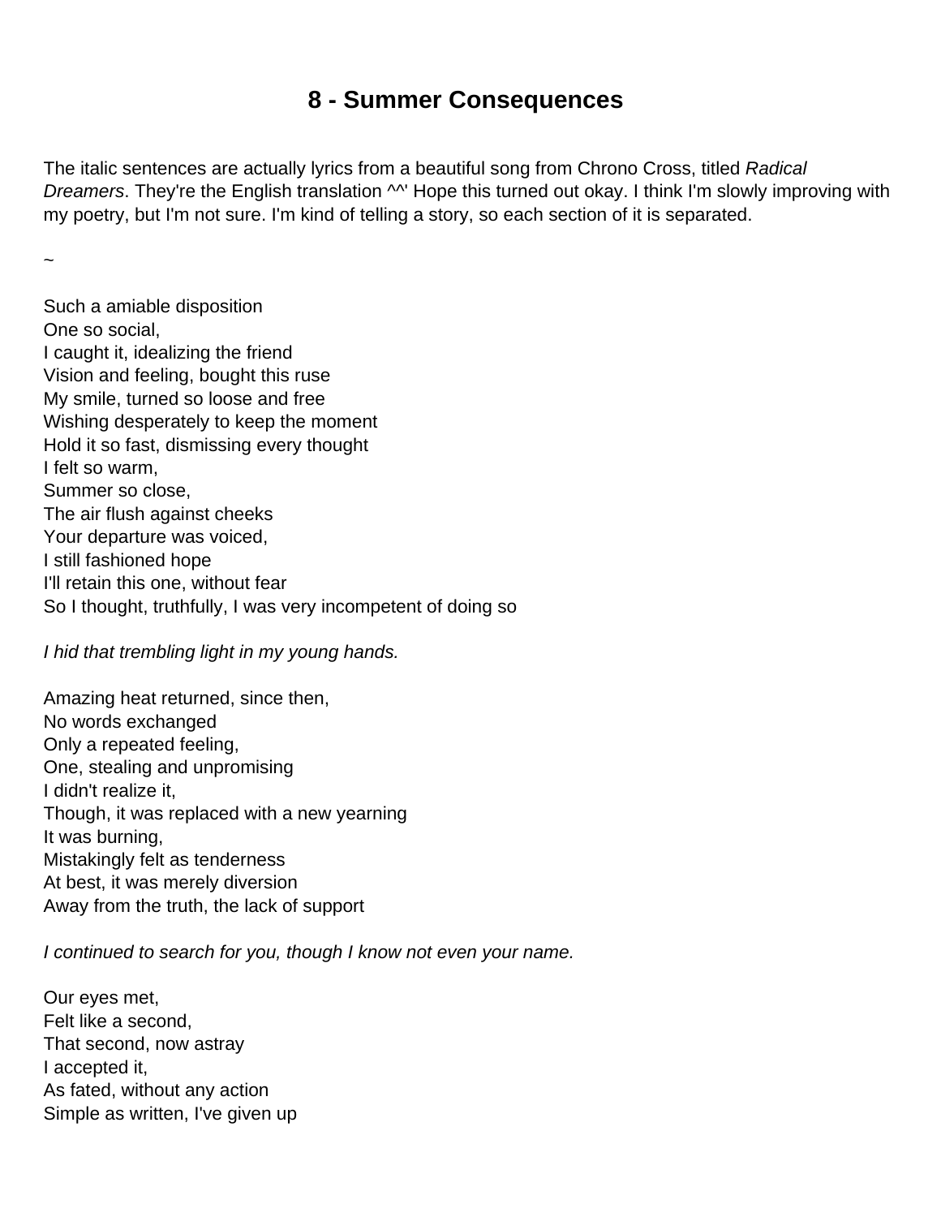# 8 - Summer Consequences

The italic sentences are actually lyrics from a beautiful song from Chrono Cross, titled *Radical Dreamers*. They're the English translation ^^' Hope this turned out okay. I think I'm slowly improving with my poetry, but I'm not sure. I'm kind of telling a story, so each section of it is separated.

~

Such a amiable disposition  
One so social,  
I caught it, idealizing the friend  
Vision and feeling, bought this ruse  
My smile, turned so loose and free  
Wishing desperately to keep the moment  
Hold it so fast, dismissing every thought  
I felt so warm,  
Summer so close,  
The air flush against cheeks  
Your departure was voiced,  
I still fashioned hope  
I'll retain this one, without fear  
So I thought, truthfully, I was very incompetent of doing so

*I hid that trembling light in my young hands.*

Amazing heat returned, since then,  
No words exchanged  
Only a repeated feeling,  
One, stealing and unpromising  
I didn't realize it,  
Though, it was replaced with a new yearning  
It was burning,  
Mistakingly felt as tenderness  
At best, it was merely diversion  
Away from the truth, the lack of support

*I continued to search for you, though I know not even your name.*

Our eyes met,  
Felt like a second,  
That second, now astray  
I accepted it,  
As fated, without any action  
Simple as written, I've given up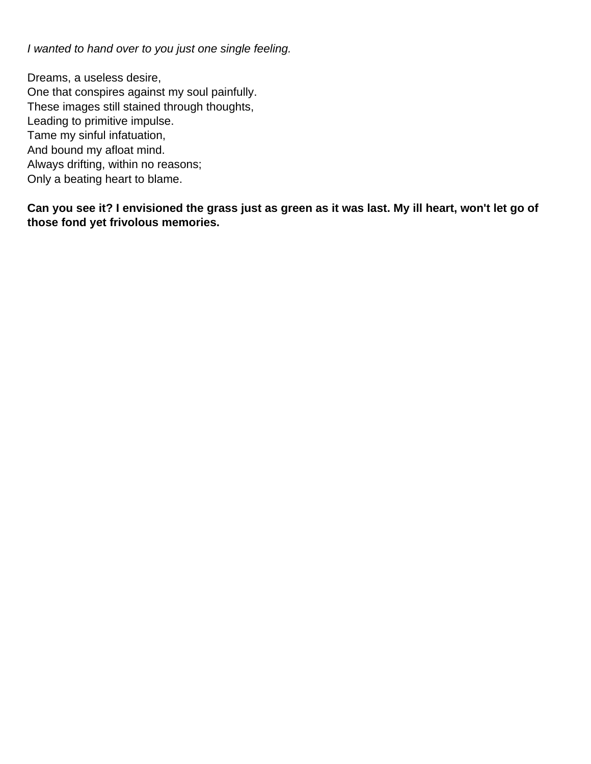*I wanted to hand over to you just one single feeling.*

Dreams, a useless desire,
One that conspires against my soul painfully.
These images still stained through thoughts,
Leading to primitive impulse.
Tame my sinful infatuation,
And bound my afloat mind.
Always drifting, within no reasons;
Only a beating heart to blame.

**Can you see it? I envisioned the grass just as green as it was last. My ill heart, won't let go of those fond yet frivolous memories.**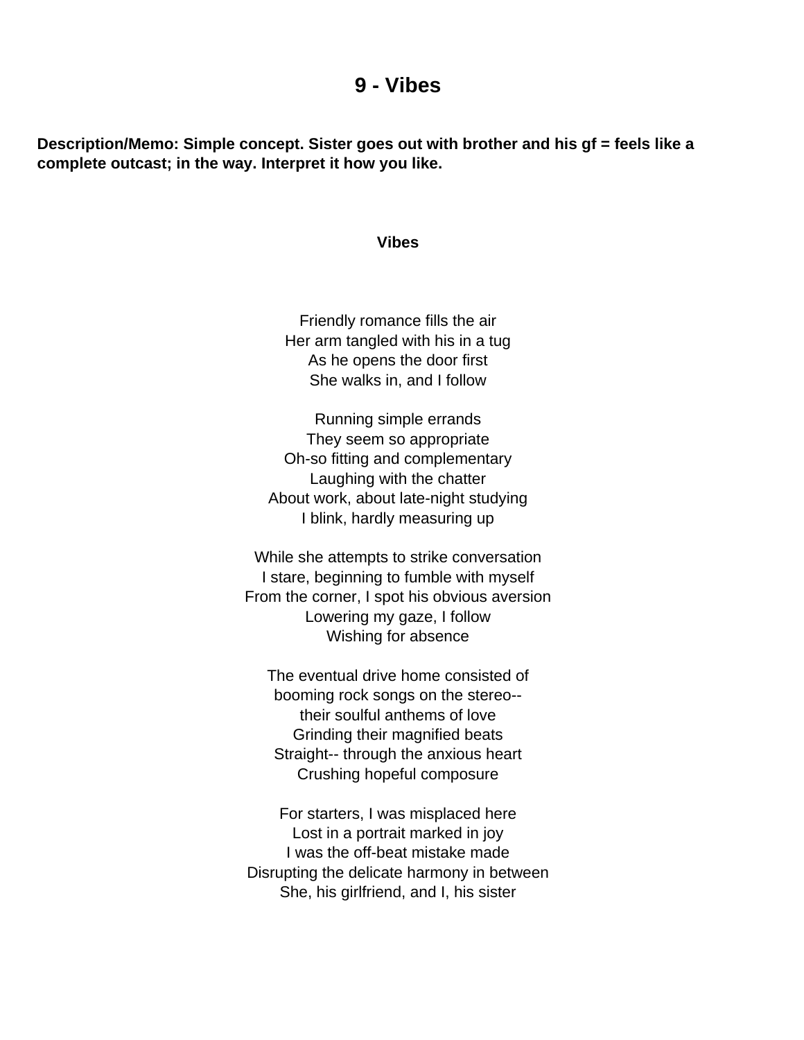# 9 - Vibes

**Description/Memo: Simple concept. Sister goes out with brother and his gf = feels like a complete outcast; in the way. Interpret it how you like.**

### Vibes

Friendly romance fills the air
Her arm tangled with his in a tug
As he opens the door first
She walks in, and I follow

Running simple errands
They seem so appropriate
Oh-so fitting and complementary
Laughing with the chatter
About work, about late-night studying
I blink, hardly measuring up

While she attempts to strike conversation
I stare, beginning to fumble with myself
From the corner, I spot his obvious aversion
Lowering my gaze, I follow
Wishing for absence

The eventual drive home consisted of
booming rock songs on the stereo--
their soulful anthems of love
Grinding their magnified beats
Straight-- through the anxious heart
Crushing hopeful composure

For starters, I was misplaced here
Lost in a portrait marked in joy
I was the off-beat mistake made
Disrupting the delicate harmony in between
She, his girlfriend, and I, his sister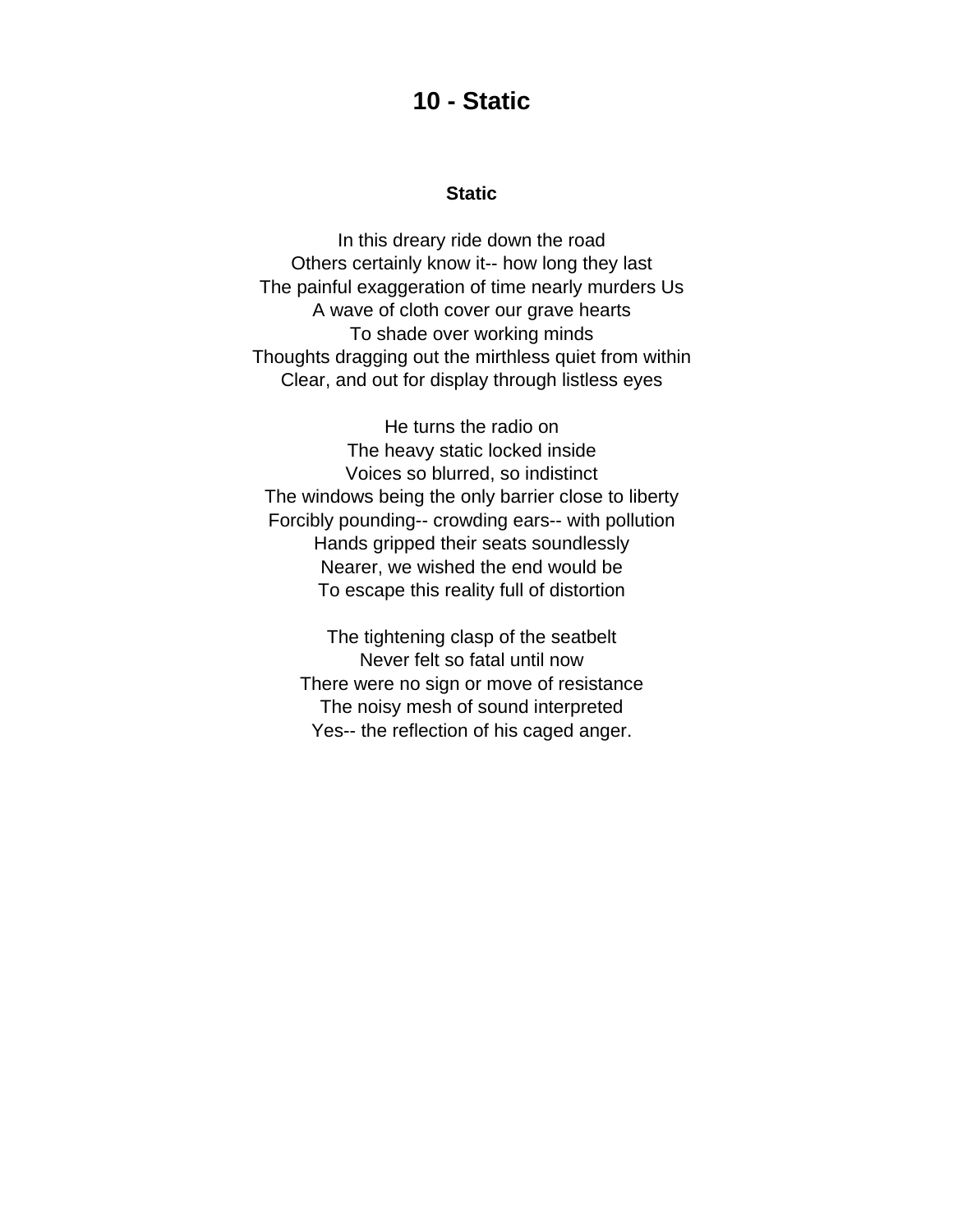# 10 - Static

### Static

In this dreary ride down the road  
Others certainly know it-- how long they last  
The painful exaggeration of time nearly murders Us  
A wave of cloth cover our grave hearts  
To shade over working minds  
Thoughts dragging out the mirthless quiet from within  
Clear, and out for display through listless eyes

He turns the radio on  
The heavy static locked inside  
Voices so blurred, so indistinct  
The windows being the only barrier close to liberty  
Forcibly pounding-- crowding ears-- with pollution  
Hands gripped their seats soundlessly  
Nearer, we wished the end would be  
To escape this reality full of distortion

The tightening clasp of the seatbelt  
Never felt so fatal until now  
There were no sign or move of resistance  
The noisy mesh of sound interpreted  
Yes-- the reflection of his caged anger.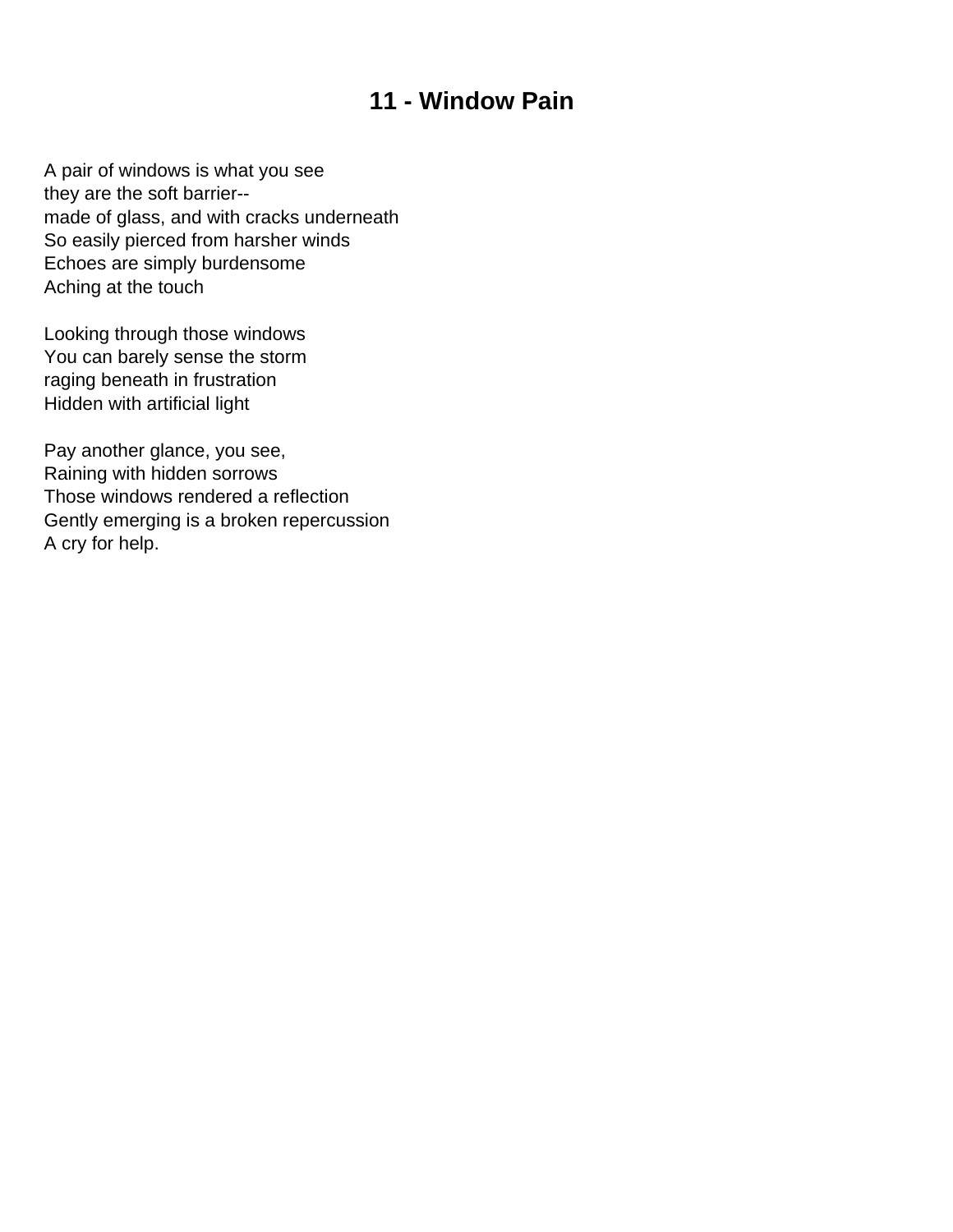# 11 - Window Pain

A pair of windows is what you see
they are the soft barrier--
made of glass, and with cracks underneath
So easily pierced from harsher winds
Echoes are simply burdensome
Aching at the touch

Looking through those windows
You can barely sense the storm
raging beneath in frustration
Hidden with artificial light

Pay another glance, you see,
Raining with hidden sorrows
Those windows rendered a reflection
Gently emerging is a broken repercussion
A cry for help.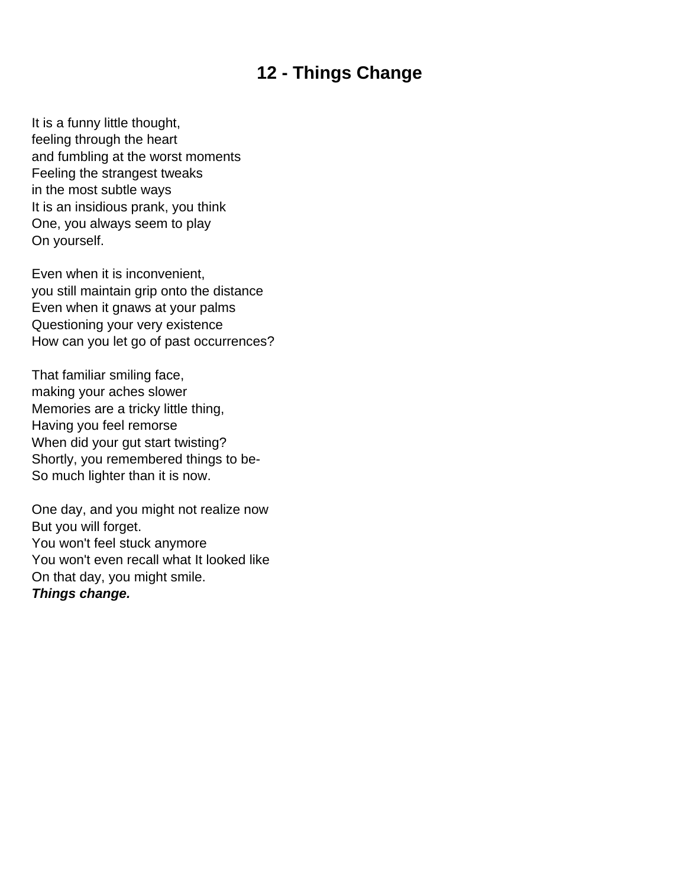## 12 - Things Change

It is a funny little thought,
feeling through the heart
and fumbling at the worst moments
Feeling the strangest tweaks
in the most subtle ways
It is an insidious prank, you think
One, you always seem to play
On yourself.

Even when it is inconvenient,
you still maintain grip onto the distance
Even when it gnaws at your palms
Questioning your very existence
How can you let go of past occurrences?

That familiar smiling face,
making your aches slower
Memories are a tricky little thing,
Having you feel remorse
When did your gut start twisting?
Shortly, you remembered things to be-
So much lighter than it is now.

One day, and you might not realize now
But you will forget.
You won't feel stuck anymore
You won't even recall what It looked like
On that day, you might smile.
***Things change.***